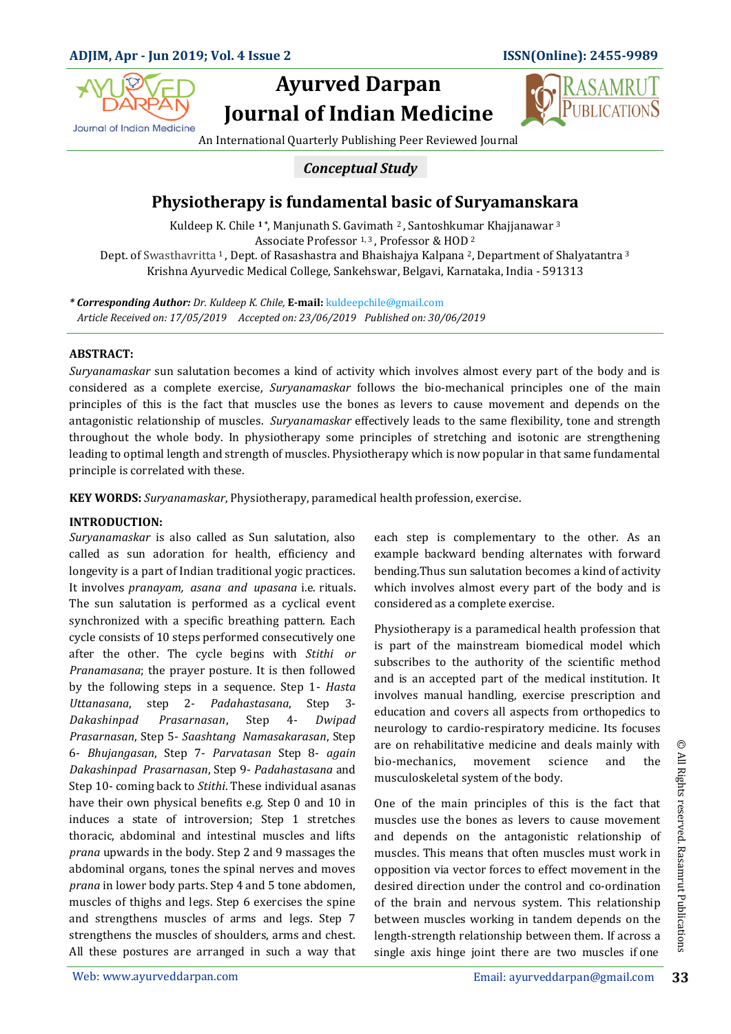*Conceptual Study*

# Physiotherapy is fundamental basic of Suryamanskara

Kuldeep K. Chile [1]*, Manjunath S. Gavimath [2], Santoshkumar Khajjanawar [3]

Associate Professor [1,3], Professor & HOD [2]

Dept. of Swasthavritta [1], Dept. of Rasashastra and Bhaishajya Kalpana [2], Department of Shalyatantra [3]

Krishna Ayurvedic Medical College, Sankehswar, Belgavi, Karnataka, India - 591313

***Corresponding Author:** *Dr. Kuldeep K. Chile,* **E-mail:** kuldeepchile@gmail.com

*Article Received on: 17/05/2019 Accepted on: 23/06/2019 Published on: 30/06/2019*

---

**ABSTRACT:**

*Suryanamaskar* sun salutation becomes a kind of activity which involves almost every part of the body and is considered as a complete exercise, *Suryanamaskar* follows the bio-mechanical principles one of the main principles of this is the fact that muscles use the bones as levers to cause movement and depends on the antagonistic relationship of muscles. *Suryanamaskar* effectively leads to the same flexibility, tone and strength throughout the whole body. In physiotherapy some principles of stretching and isotonic are strengthening leading to optimal length and strength of muscles. Physiotherapy which is now popular in that same fundamental principle is correlated with these.

**KEY WORDS:** *Suryanamaskar*, Physiotherapy, paramedical health profession, exercise.

**INTRODUCTION:**

*Suryanamaskar* is also called as Sun salutation, also called as sun adoration for health, efficiency and longevity is a part of Indian traditional yogic practices. It involves *pranayam, asana and upasana* i.e. rituals. The sun salutation is performed as a cyclical event synchronized with a specific breathing pattern. Each cycle consists of 10 steps performed consecutively one after the other. The cycle begins with *Stithi or Pranamasana*; the prayer posture. It is then followed by the following steps in a sequence. Step 1- *Hasta Uttanasana*, step 2- *Padahastasana*, Step 3- *Dakashinpad Prasarnasan*, Step 4- *Dwipad Prasarnasan*, Step 5- *Saashtang Namasakarasan*, Step 6- *Bhujangasan*, Step 7- *Parvatasan* Step 8- *again Dakashinpad Prasarnasan*, Step 9- *Padahastasana* and Step 10- coming back to *Stithi*. These individual asanas have their own physical benefits e.g. Step 0 and 10 in induces a state of introversion; Step 1 stretches thoracic, abdominal and intestinal muscles and lifts *prana* upwards in the body. Step 2 and 9 massages the abdominal organs, tones the spinal nerves and moves *prana* in lower body parts. Step 4 and 5 tone abdomen, muscles of thighs and legs. Step 6 exercises the spine and strengthens muscles of arms and legs. Step 7 strengthens the muscles of shoulders, arms and chest. All these postures are arranged in such a way that each step is complementary to the other. As an example backward bending alternates with forward bending.Thus sun salutation becomes a kind of activity which involves almost every part of the body and is considered as a complete exercise.

Physiotherapy is a paramedical health profession that is part of the mainstream biomedical model which subscribes to the authority of the scientific method and is an accepted part of the medical institution. It involves manual handling, exercise prescription and education and covers all aspects from orthopedics to neurology to cardio-respiratory medicine. Its focuses are on rehabilitative medicine and deals mainly with bio-mechanics, movement science and the musculoskeletal system of the body.

One of the main principles of this is the fact that muscles use the bones as levers to cause movement and depends on the antagonistic relationship of muscles. This means that often muscles must work in opposition via vector forces to effect movement in the desired direction under the control and co-ordination of the brain and nervous system. This relationship between muscles working in tandem depends on the length-strength relationship between them. If across a single axis hinge joint there are two muscles if one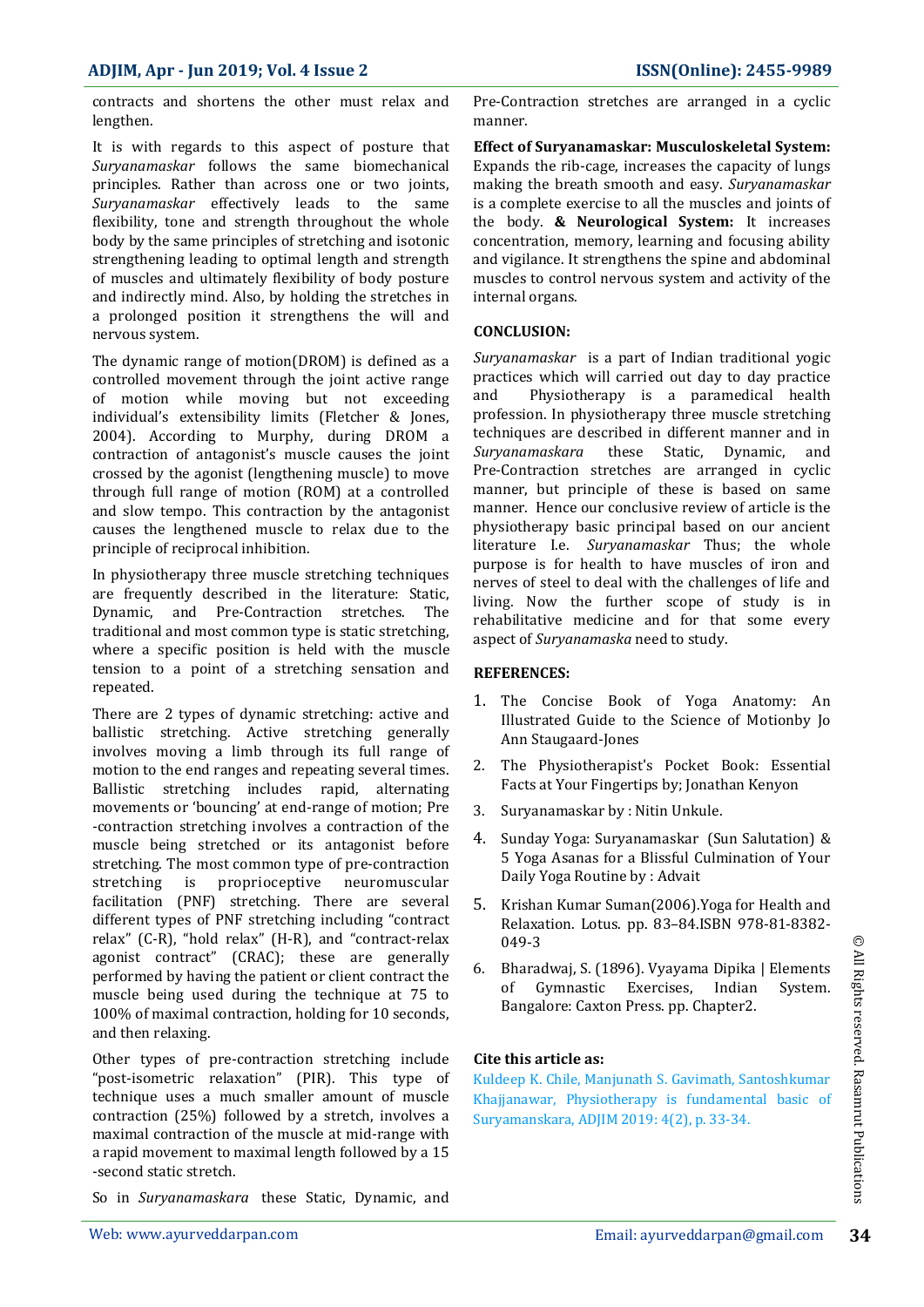contracts and shortens the other must relax and lengthen.

It is with regards to this aspect of posture that *Suryanamaskar* follows the same biomechanical principles. Rather than across one or two joints, *Suryanamaskar* effectively leads to the same flexibility, tone and strength throughout the whole body by the same principles of stretching and isotonic strengthening leading to optimal length and strength of muscles and ultimately flexibility of body posture and indirectly mind. Also, by holding the stretches in a prolonged position it strengthens the will and nervous system.

The dynamic range of motion(DROM) is defined as a controlled movement through the joint active range of motion while moving but not exceeding individual's extensibility limits (Fletcher & Jones, 2004). According to Murphy, during DROM a contraction of antagonist's muscle causes the joint crossed by the agonist (lengthening muscle) to move through full range of motion (ROM) at a controlled and slow tempo. This contraction by the antagonist causes the lengthened muscle to relax due to the principle of reciprocal inhibition.

In physiotherapy three muscle stretching techniques are frequently described in the literature: Static, Dynamic, and Pre-Contraction stretches. The traditional and most common type is static stretching, where a specific position is held with the muscle tension to a point of a stretching sensation and repeated.

There are 2 types of dynamic stretching: active and ballistic stretching. Active stretching generally involves moving a limb through its full range of motion to the end ranges and repeating several times. Ballistic stretching includes rapid, alternating movements or 'bouncing' at end-range of motion; Pre -contraction stretching involves a contraction of the muscle being stretched or its antagonist before stretching. The most common type of pre-contraction stretching is proprioceptive neuromuscular facilitation (PNF) stretching. There are several different types of PNF stretching including "contract relax" (C-R), "hold relax" (H-R), and "contract-relax agonist contract" (CRAC); these are generally performed by having the patient or client contract the muscle being used during the technique at 75 to 100% of maximal contraction, holding for 10 seconds, and then relaxing.

Other types of pre-contraction stretching include "post-isometric relaxation" (PIR). This type of technique uses a much smaller amount of muscle contraction (25%) followed by a stretch, involves a maximal contraction of the muscle at mid-range with a rapid movement to maximal length followed by a 15 -second static stretch.

So in *Suryanamaskara* these Static, Dynamic, and Pre-Contraction stretches are arranged in a cyclic manner.

**Effect of Suryanamaskar: Musculoskeletal System:** Expands the rib-cage, increases the capacity of lungs making the breath smooth and easy. *Suryanamaskar* is a complete exercise to all the muscles and joints of the body. **& Neurological System:** It increases concentration, memory, learning and focusing ability and vigilance. It strengthens the spine and abdominal muscles to control nervous system and activity of the internal organs.

**CONCLUSION:**

*Suryanamaskar* is a part of Indian traditional yogic practices which will carried out day to day practice and Physiotherapy is a paramedical health profession. In physiotherapy three muscle stretching techniques are described in different manner and in *Suryanamaskara* these Static, Dynamic, and Pre-Contraction stretches are arranged in cyclic manner, but principle of these is based on same manner. Hence our conclusive review of article is the physiotherapy basic principal based on our ancient literature I.e. *Suryanamaskar* Thus; the whole purpose is for health to have muscles of iron and nerves of steel to deal with the challenges of life and living. Now the further scope of study is in rehabilitative medicine and for that some every aspect of *Suryanamaska* need to study.

**REFERENCES:**

1. The Concise Book of Yoga Anatomy: An Illustrated Guide to the Science of Motionby Jo Ann Staugaard-Jones
2. The Physiotherapist's Pocket Book: Essential Facts at Your Fingertips by; Jonathan Kenyon
3. Suryanamaskar by : Nitin Unkule.
4. Sunday Yoga: Suryanamaskar (Sun Salutation) & 5 Yoga Asanas for a Blissful Culmination of Your Daily Yoga Routine by : Advait
5. Krishan Kumar Suman(2006).Yoga for Health and Relaxation. Lotus. pp. 83–84.ISBN 978-81-8382-049-3
6. Bharadwaj, S. (1896). Vyayama Dipika | Elements of Gymnastic Exercises, Indian System. Bangalore: Caxton Press. pp. Chapter2.

**Cite this article as:**

Kuldeep K. Chile, Manjunath S. Gavimath, Santoshkumar Khajjanawar, Physiotherapy is fundamental basic of Suryamanskara, ADJIM 2019: 4(2), p. 33-34.